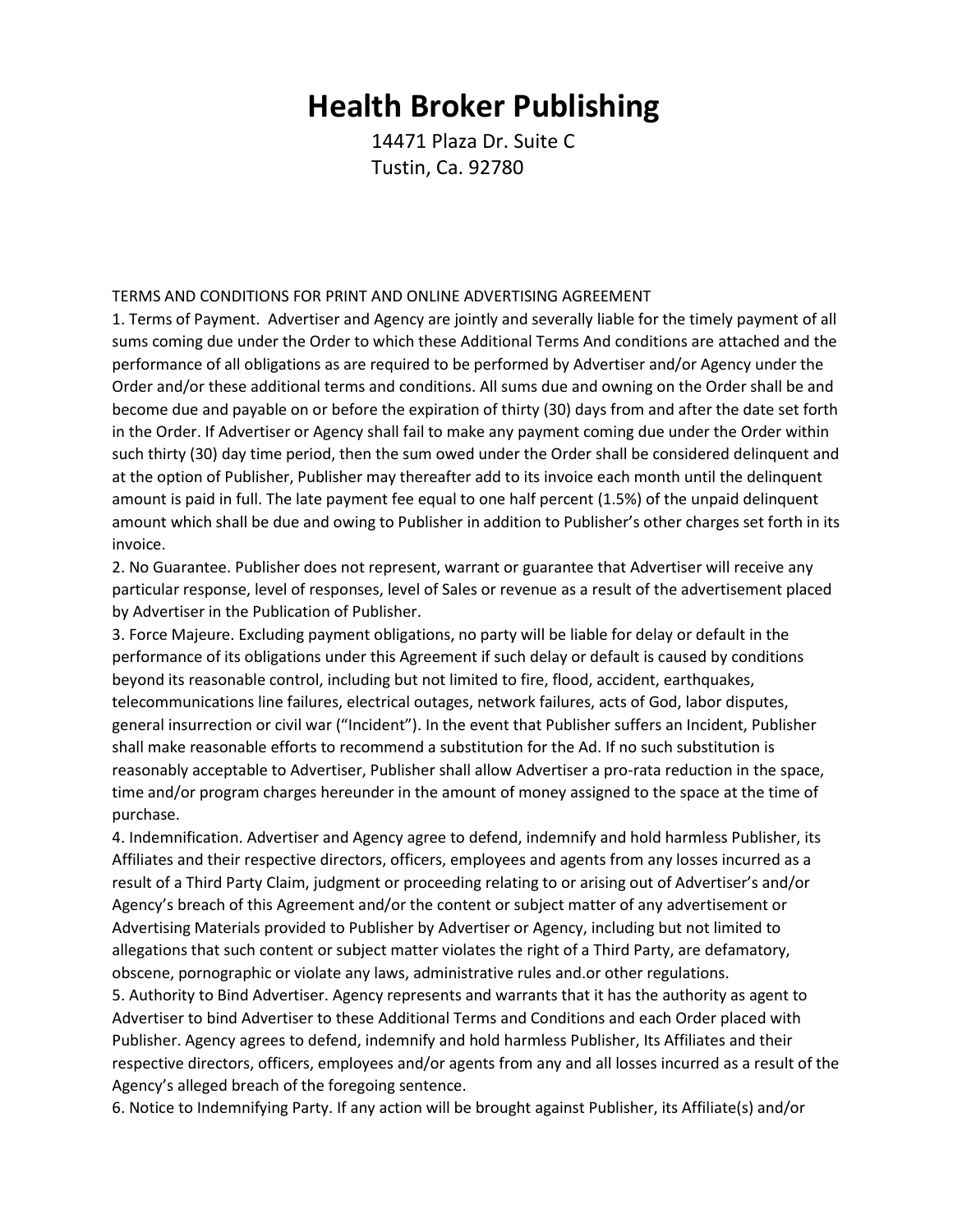# Health Broker Publishing

14471 Plaza Dr. Suite C
Tustin, Ca. 92780

TERMS AND CONDITIONS FOR PRINT AND ONLINE ADVERTISING AGREEMENT

1. Terms of Payment. Advertiser and Agency are jointly and severally liable for the timely payment of all sums coming due under the Order to which these Additional Terms And conditions are attached and the performance of all obligations as are required to be performed by Advertiser and/or Agency under the Order and/or these additional terms and conditions. All sums due and owning on the Order shall be and become due and payable on or before the expiration of thirty (30) days from and after the date set forth in the Order. If Advertiser or Agency shall fail to make any payment coming due under the Order within such thirty (30) day time period, then the sum owed under the Order shall be considered delinquent and at the option of Publisher, Publisher may thereafter add to its invoice each month until the delinquent amount is paid in full. The late payment fee equal to one half percent (1.5%) of the unpaid delinquent amount which shall be due and owing to Publisher in addition to Publisher's other charges set forth in its invoice.

2. No Guarantee. Publisher does not represent, warrant or guarantee that Advertiser will receive any particular response, level of responses, level of Sales or revenue as a result of the advertisement placed by Advertiser in the Publication of Publisher.

3. Force Majeure. Excluding payment obligations, no party will be liable for delay or default in the performance of its obligations under this Agreement if such delay or default is caused by conditions beyond its reasonable control, including but not limited to fire, flood, accident, earthquakes, telecommunications line failures, electrical outages, network failures, acts of God, labor disputes, general insurrection or civil war ("Incident"). In the event that Publisher suffers an Incident, Publisher shall make reasonable efforts to recommend a substitution for the Ad. If no such substitution is reasonably acceptable to Advertiser, Publisher shall allow Advertiser a pro-rata reduction in the space, time and/or program charges hereunder in the amount of money assigned to the space at the time of purchase.

4. Indemnification. Advertiser and Agency agree to defend, indemnify and hold harmless Publisher, its Affiliates and their respective directors, officers, employees and agents from any losses incurred as a result of a Third Party Claim, judgment or proceeding relating to or arising out of Advertiser's and/or Agency's breach of this Agreement and/or the content or subject matter of any advertisement or Advertising Materials provided to Publisher by Advertiser or Agency, including but not limited to allegations that such content or subject matter violates the right of a Third Party, are defamatory, obscene, pornographic or violate any laws, administrative rules and.or other regulations.

5. Authority to Bind Advertiser. Agency represents and warrants that it has the authority as agent to Advertiser to bind Advertiser to these Additional Terms and Conditions and each Order placed with Publisher. Agency agrees to defend, indemnify and hold harmless Publisher, Its Affiliates and their respective directors, officers, employees and/or agents from any and all losses incurred as a result of the Agency's alleged breach of the foregoing sentence.

6. Notice to Indemnifying Party. If any action will be brought against Publisher, its Affiliate(s) and/or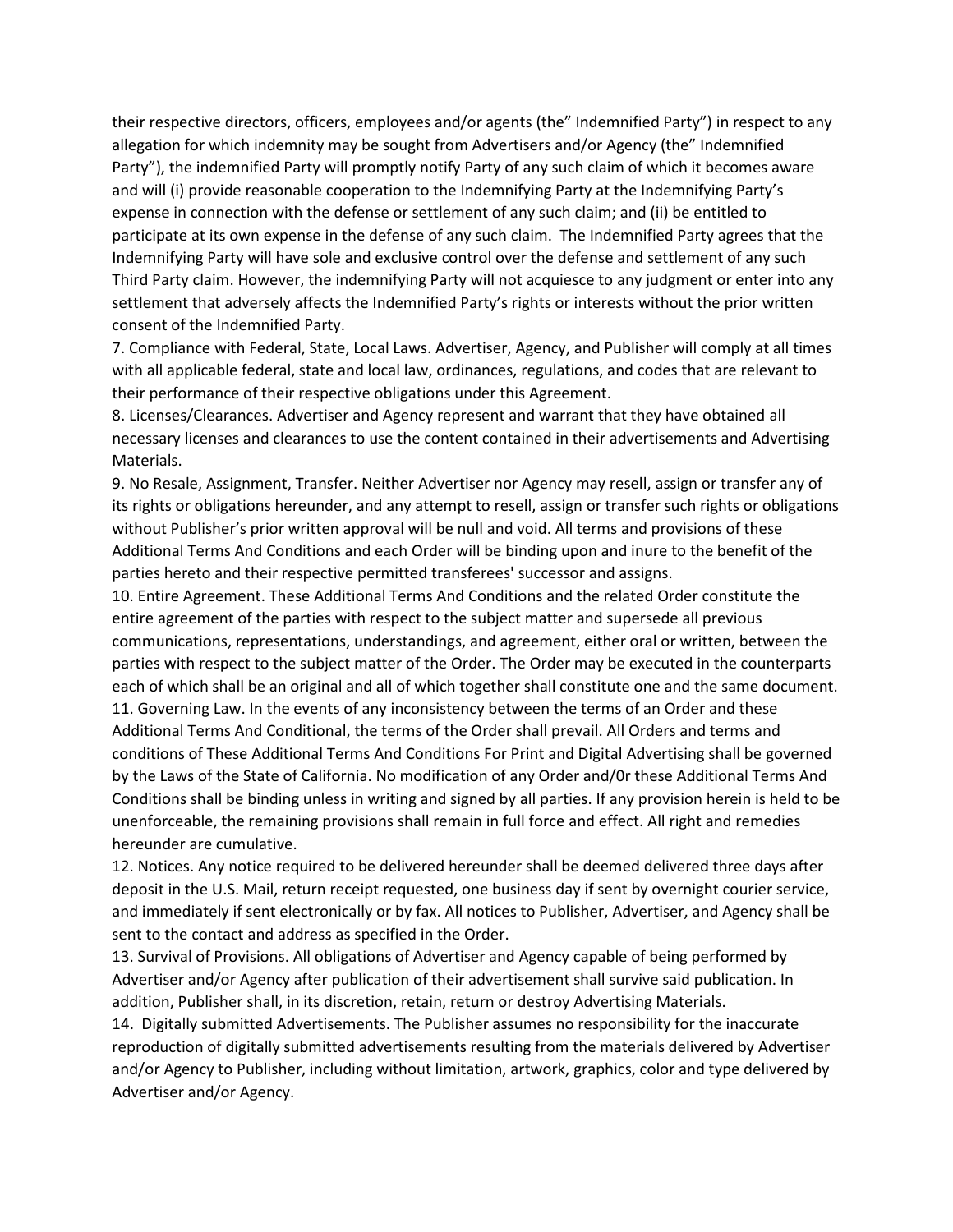their respective directors, officers, employees and/or agents (the" Indemnified Party") in respect to any allegation for which indemnity may be sought from Advertisers and/or Agency (the" Indemnified Party"), the indemnified Party will promptly notify Party of any such claim of which it becomes aware and will (i) provide reasonable cooperation to the Indemnifying Party at the Indemnifying Party's expense in connection with the defense or settlement of any such claim; and (ii) be entitled to participate at its own expense in the defense of any such claim. The Indemnified Party agrees that the Indemnifying Party will have sole and exclusive control over the defense and settlement of any such Third Party claim. However, the indemnifying Party will not acquiesce to any judgment or enter into any settlement that adversely affects the Indemnified Party's rights or interests without the prior written consent of the Indemnified Party.

7. Compliance with Federal, State, Local Laws. Advertiser, Agency, and Publisher will comply at all times with all applicable federal, state and local law, ordinances, regulations, and codes that are relevant to their performance of their respective obligations under this Agreement.

8. Licenses/Clearances. Advertiser and Agency represent and warrant that they have obtained all necessary licenses and clearances to use the content contained in their advertisements and Advertising Materials.

9. No Resale, Assignment, Transfer. Neither Advertiser nor Agency may resell, assign or transfer any of its rights or obligations hereunder, and any attempt to resell, assign or transfer such rights or obligations without Publisher's prior written approval will be null and void. All terms and provisions of these Additional Terms And Conditions and each Order will be binding upon and inure to the benefit of the parties hereto and their respective permitted transferees' successor and assigns.

10. Entire Agreement. These Additional Terms And Conditions and the related Order constitute the entire agreement of the parties with respect to the subject matter and supersede all previous communications, representations, understandings, and agreement, either oral or written, between the parties with respect to the subject matter of the Order. The Order may be executed in the counterparts each of which shall be an original and all of which together shall constitute one and the same document.

11. Governing Law. In the events of any inconsistency between the terms of an Order and these Additional Terms And Conditional, the terms of the Order shall prevail. All Orders and terms and conditions of These Additional Terms And Conditions For Print and Digital Advertising shall be governed by the Laws of the State of California. No modification of any Order and/0r these Additional Terms And Conditions shall be binding unless in writing and signed by all parties. If any provision herein is held to be unenforceable, the remaining provisions shall remain in full force and effect. All right and remedies hereunder are cumulative.

12. Notices. Any notice required to be delivered hereunder shall be deemed delivered three days after deposit in the U.S. Mail, return receipt requested, one business day if sent by overnight courier service, and immediately if sent electronically or by fax. All notices to Publisher, Advertiser, and Agency shall be sent to the contact and address as specified in the Order.

13. Survival of Provisions. All obligations of Advertiser and Agency capable of being performed by Advertiser and/or Agency after publication of their advertisement shall survive said publication. In addition, Publisher shall, in its discretion, retain, return or destroy Advertising Materials.

14. Digitally submitted Advertisements. The Publisher assumes no responsibility for the inaccurate reproduction of digitally submitted advertisements resulting from the materials delivered by Advertiser and/or Agency to Publisher, including without limitation, artwork, graphics, color and type delivered by Advertiser and/or Agency.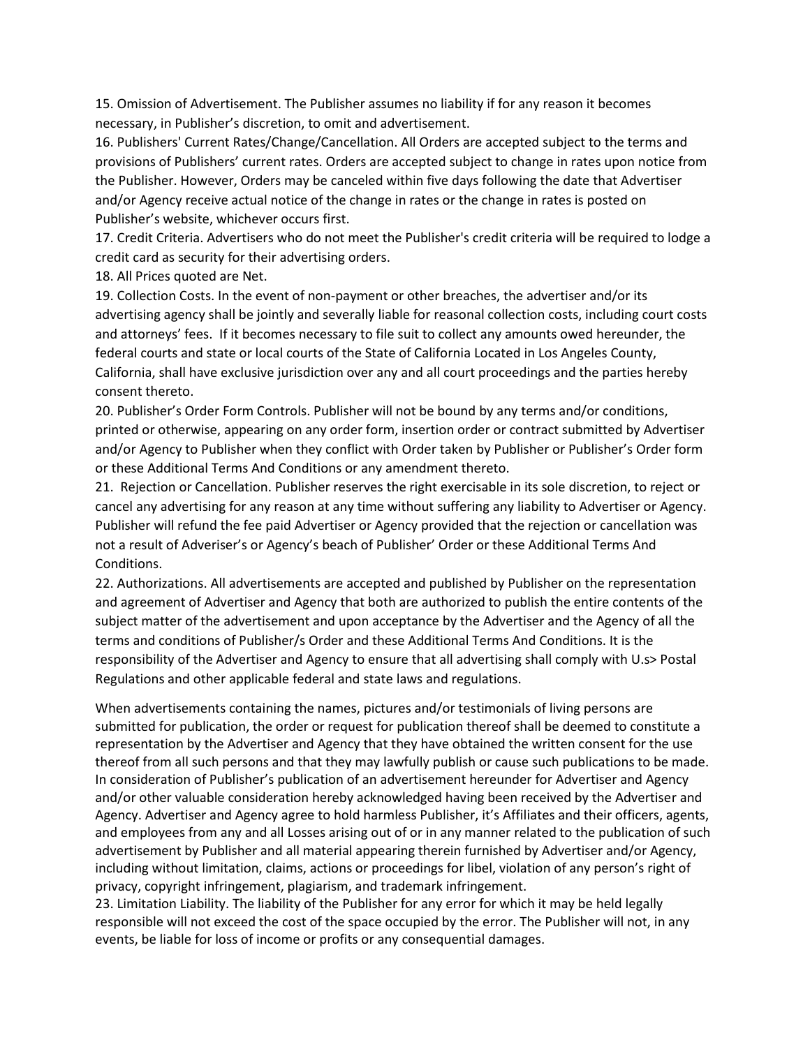15. Omission of Advertisement. The Publisher assumes no liability if for any reason it becomes necessary, in Publisher's discretion, to omit and advertisement.

16. Publishers' Current Rates/Change/Cancellation. All Orders are accepted subject to the terms and provisions of Publishers' current rates. Orders are accepted subject to change in rates upon notice from the Publisher. However, Orders may be canceled within five days following the date that Advertiser and/or Agency receive actual notice of the change in rates or the change in rates is posted on Publisher's website, whichever occurs first.

17. Credit Criteria. Advertisers who do not meet the Publisher's credit criteria will be required to lodge a credit card as security for their advertising orders.

18. All Prices quoted are Net.

19. Collection Costs. In the event of non-payment or other breaches, the advertiser and/or its advertising agency shall be jointly and severally liable for reasonal collection costs, including court costs and attorneys' fees. If it becomes necessary to file suit to collect any amounts owed hereunder, the federal courts and state or local courts of the State of California Located in Los Angeles County, California, shall have exclusive jurisdiction over any and all court proceedings and the parties hereby consent thereto.

20. Publisher's Order Form Controls. Publisher will not be bound by any terms and/or conditions, printed or otherwise, appearing on any order form, insertion order or contract submitted by Advertiser and/or Agency to Publisher when they conflict with Order taken by Publisher or Publisher's Order form or these Additional Terms And Conditions or any amendment thereto.

21. Rejection or Cancellation. Publisher reserves the right exercisable in its sole discretion, to reject or cancel any advertising for any reason at any time without suffering any liability to Advertiser or Agency. Publisher will refund the fee paid Advertiser or Agency provided that the rejection or cancellation was not a result of Adveriser's or Agency's beach of Publisher' Order or these Additional Terms And Conditions.

22. Authorizations. All advertisements are accepted and published by Publisher on the representation and agreement of Advertiser and Agency that both are authorized to publish the entire contents of the subject matter of the advertisement and upon acceptance by the Advertiser and the Agency of all the terms and conditions of Publisher/s Order and these Additional Terms And Conditions. It is the responsibility of the Advertiser and Agency to ensure that all advertising shall comply with U.s> Postal Regulations and other applicable federal and state laws and regulations.

When advertisements containing the names, pictures and/or testimonials of living persons are submitted for publication, the order or request for publication thereof shall be deemed to constitute a representation by the Advertiser and Agency that they have obtained the written consent for the use thereof from all such persons and that they may lawfully publish or cause such publications to be made. In consideration of Publisher's publication of an advertisement hereunder for Advertiser and Agency and/or other valuable consideration hereby acknowledged having been received by the Advertiser and Agency. Advertiser and Agency agree to hold harmless Publisher, it's Affiliates and their officers, agents, and employees from any and all Losses arising out of or in any manner related to the publication of such advertisement by Publisher and all material appearing therein furnished by Advertiser and/or Agency, including without limitation, claims, actions or proceedings for libel, violation of any person's right of privacy, copyright infringement, plagiarism, and trademark infringement.

23. Limitation Liability. The liability of the Publisher for any error for which it may be held legally responsible will not exceed the cost of the space occupied by the error. The Publisher will not, in any events, be liable for loss of income or profits or any consequential damages.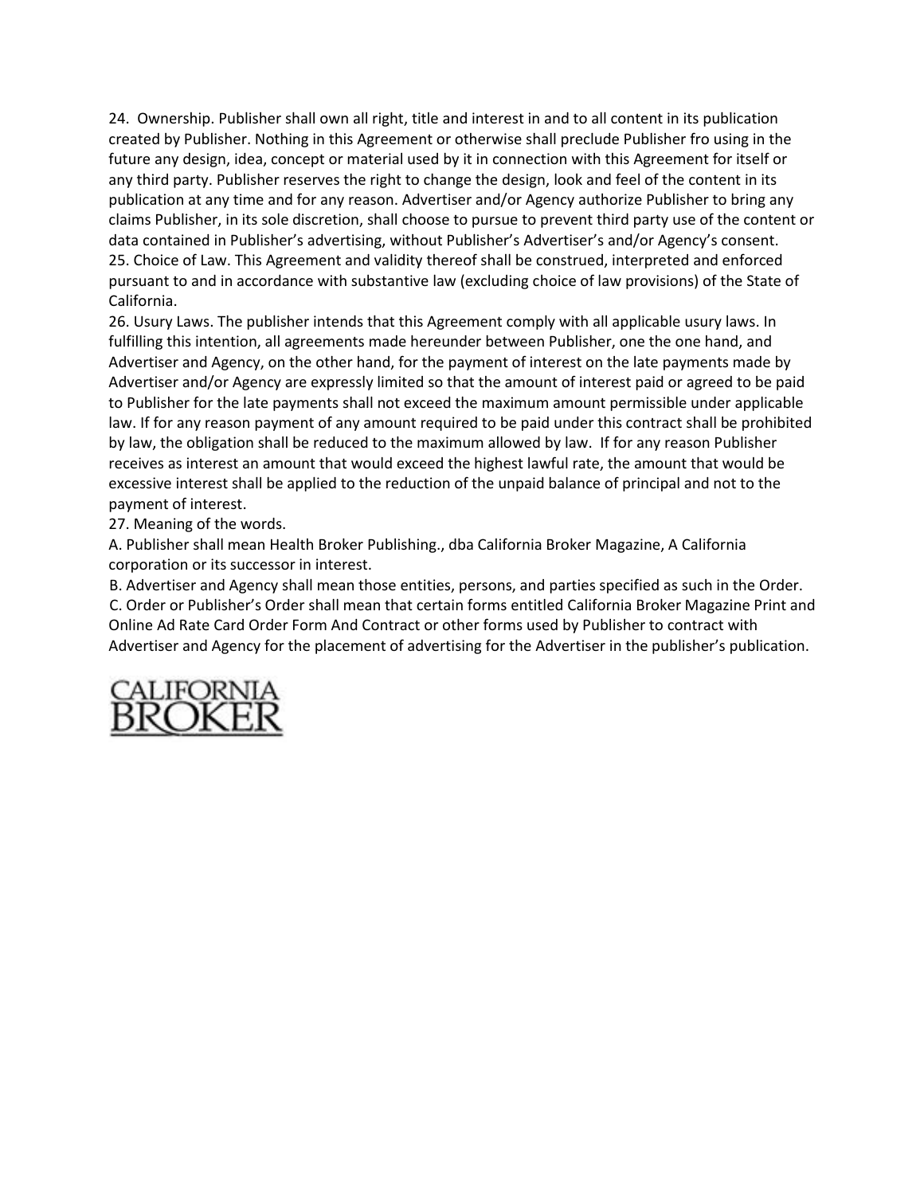24. Ownership. Publisher shall own all right, title and interest in and to all content in its publication created by Publisher. Nothing in this Agreement or otherwise shall preclude Publisher fro using in the future any design, idea, concept or material used by it in connection with this Agreement for itself or any third party. Publisher reserves the right to change the design, look and feel of the content in its publication at any time and for any reason. Advertiser and/or Agency authorize Publisher to bring any claims Publisher, in its sole discretion, shall choose to pursue to prevent third party use of the content or data contained in Publisher's advertising, without Publisher's Advertiser's and/or Agency's consent.

25. Choice of Law. This Agreement and validity thereof shall be construed, interpreted and enforced pursuant to and in accordance with substantive law (excluding choice of law provisions) of the State of California.

26. Usury Laws. The publisher intends that this Agreement comply with all applicable usury laws. In fulfilling this intention, all agreements made hereunder between Publisher, one the one hand, and Advertiser and Agency, on the other hand, for the payment of interest on the late payments made by Advertiser and/or Agency are expressly limited so that the amount of interest paid or agreed to be paid to Publisher for the late payments shall not exceed the maximum amount permissible under applicable law. If for any reason payment of any amount required to be paid under this contract shall be prohibited by law, the obligation shall be reduced to the maximum allowed by law. If for any reason Publisher receives as interest an amount that would exceed the highest lawful rate, the amount that would be excessive interest shall be applied to the reduction of the unpaid balance of principal and not to the payment of interest.

27. Meaning of the words.

A. Publisher shall mean Health Broker Publishing., dba California Broker Magazine, A California corporation or its successor in interest.

B. Advertiser and Agency shall mean those entities, persons, and parties specified as such in the Order.

C. Order or Publisher's Order shall mean that certain forms entitled California Broker Magazine Print and Online Ad Rate Card Order Form And Contract or other forms used by Publisher to contract with Advertiser and Agency for the placement of advertising for the Advertiser in the publisher's publication.

CALIFORNIA BROKER